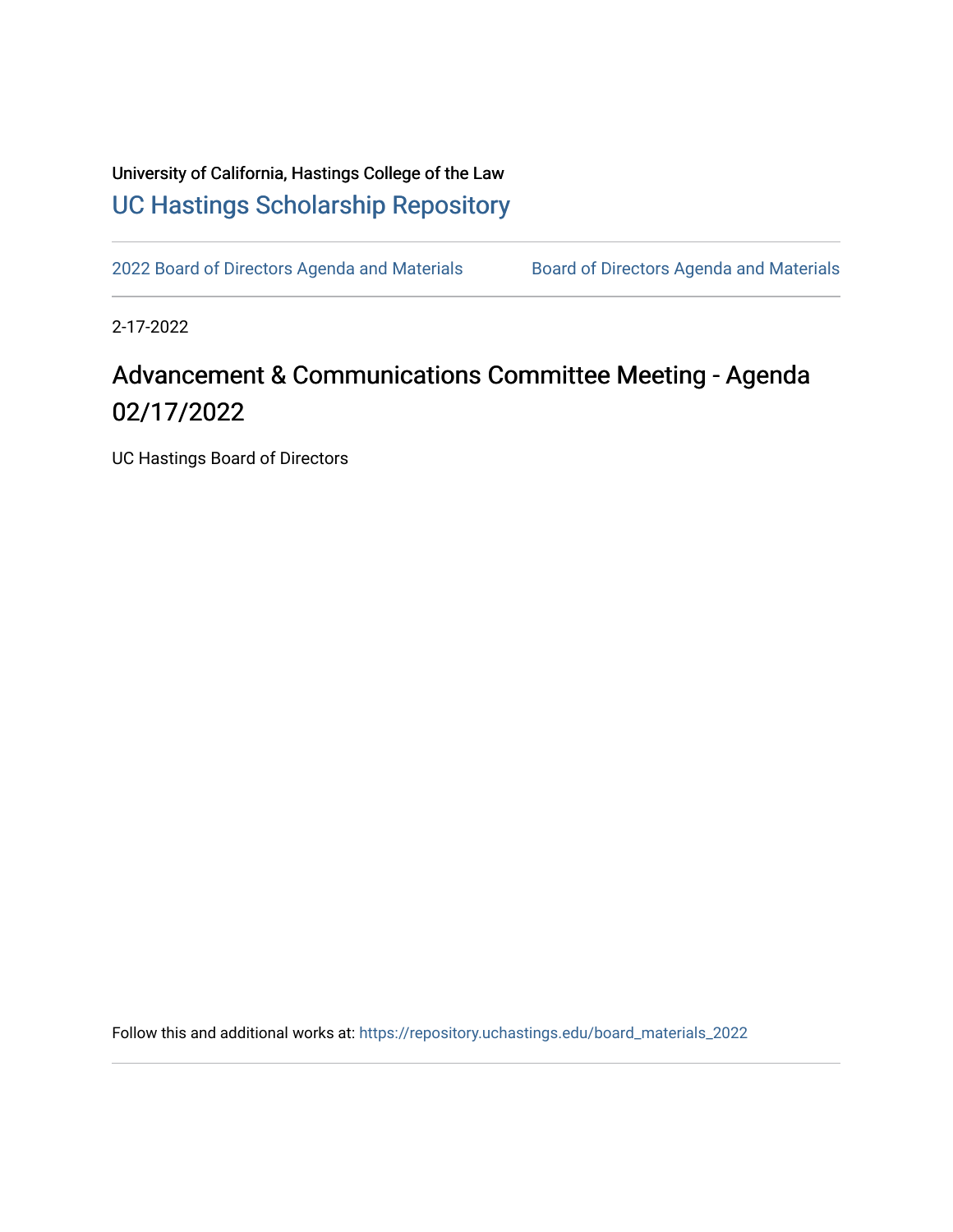University of California, Hastings College of the Law

[UC Hastings Scholarship Repository](https://repository.uchastings.edu)

---

2022 Board of Directors Agenda and Materials | Board of Directors Agenda and Materials

---

2-17-2022

# Advancement & Communications Committee Meeting - Agenda 02/17/2022

UC Hastings Board of Directors

Follow this and additional works at: https://repository.uchastings.edu/board_materials_2022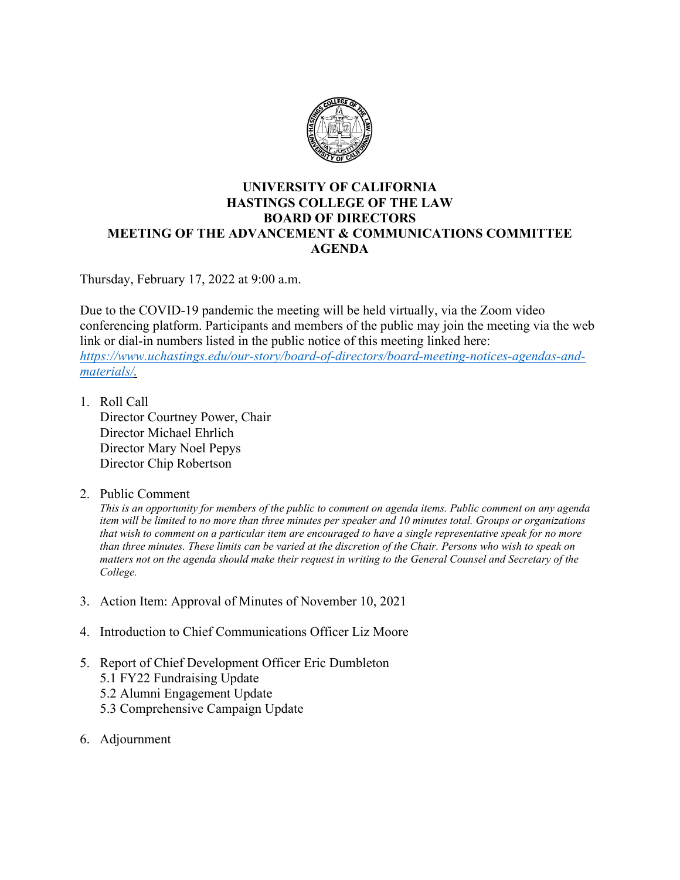**UNIVERSITY OF CALIFORNIA**
**HASTINGS COLLEGE OF THE LAW**
**BOARD OF DIRECTORS**
**MEETING OF THE ADVANCEMENT & COMMUNICATIONS COMMITTEE**
**AGENDA**

Thursday, February 17, 2022 at 9:00 a.m.

Due to the COVID-19 pandemic the meeting will be held virtually, via the Zoom video conferencing platform. Participants and members of the public may join the meeting via the web link or dial-in numbers listed in the public notice of this meeting linked here: *https://www.uchastings.edu/our-story/board-of-directors/board-meeting-notices-agendas-and-materials/*.

1. Roll Call
   Director Courtney Power, Chair
   Director Michael Ehrlich
   Director Mary Noel Pepys
   Director Chip Robertson

2. Public Comment
   *This is an opportunity for members of the public to comment on agenda items. Public comment on any agenda item will be limited to no more than three minutes per speaker and 10 minutes total. Groups or organizations that wish to comment on a particular item are encouraged to have a single representative speak for no more than three minutes. These limits can be varied at the discretion of the Chair. Persons who wish to speak on matters not on the agenda should make their request in writing to the General Counsel and Secretary of the College.*

3. Action Item: Approval of Minutes of November 10, 2021

4. Introduction to Chief Communications Officer Liz Moore

5. Report of Chief Development Officer Eric Dumbleton
   5.1 FY22 Fundraising Update
   5.2 Alumni Engagement Update
   5.3 Comprehensive Campaign Update

6. Adjournment